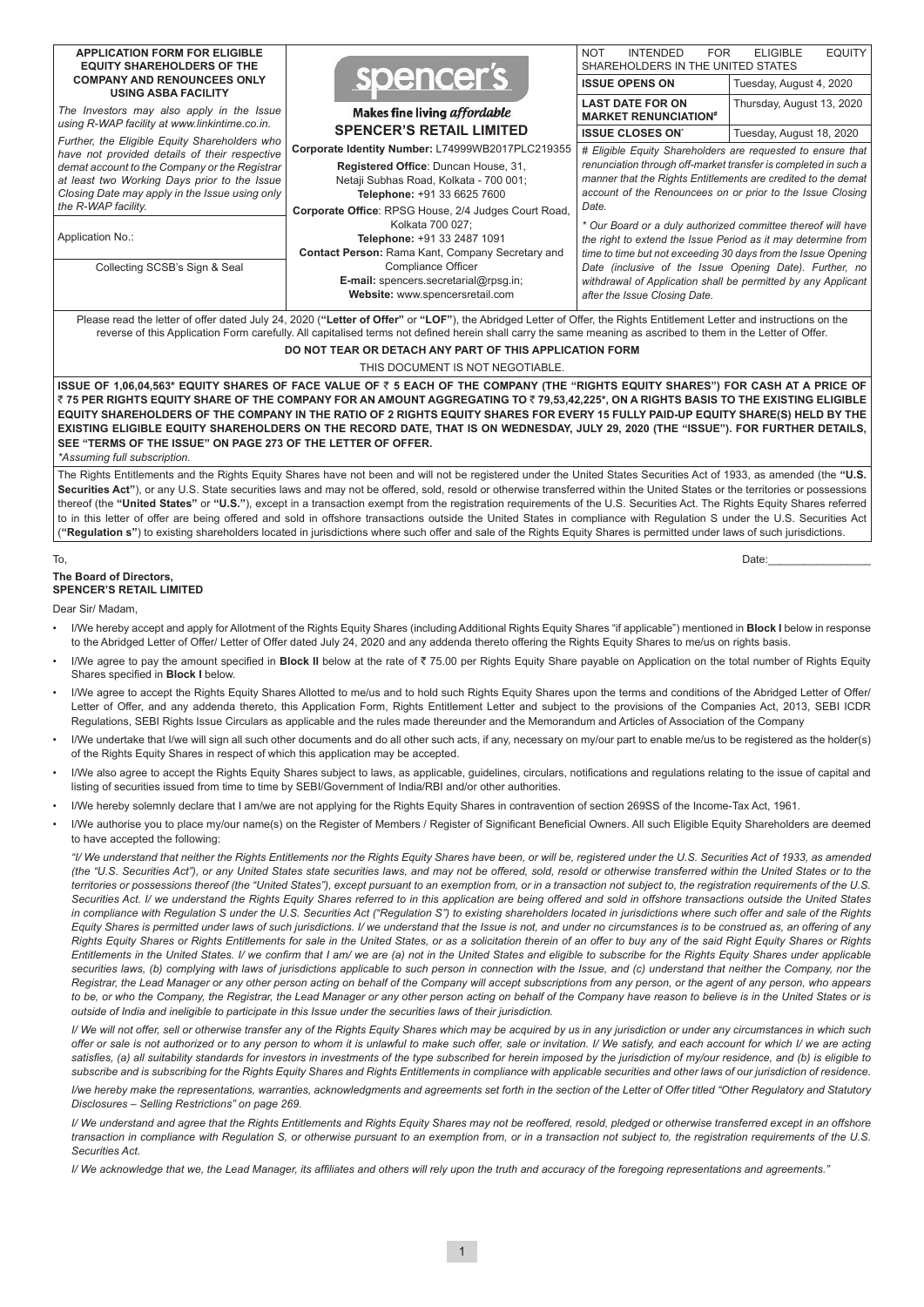**APPLICATION FORM FOR ELIGIBLE EQUITY SHAREHOLDERS OF THE COMPANY AND RENOUNCEES ONLY USING ASBA FACILITY**

*The Investors may also apply in the Issue using R-WAP facility at www.linkintime.co.in.*

*Further, the Eligible Equity Shareholders who have not provided details of their respective demat account to the Company or the Registrar at least two Working Days prior to the Issue Closing Date may apply in the Issue using only the R-WAP facility.*

Application No.:

Collecting SCSB's Sign & Seal

spencer's

Makes fine living *affordable*

**SPENCER'S RETAIL LIMITED**

**Corporate Identity Number:** L74999WB2017PLC219355

**Registered Office**: Duncan House, 31, Netaji Subhas Road, Kolkata - 700 001;
**Telephone:** +91 33 6625 7600

**Corporate Office**: RPSG House, 2/4 Judges Court Road, Kolkata 700 027;
**Telephone:** +91 33 2487 1091

**Contact Person:** Rama Kant, Company Secretary and Compliance Officer
**E-mail:** spencers.secretarial@rpsg.in;
**Website:** www.spencersretail.com

| NOT INTENDED FOR ELIGIBLE EQUITY SHAREHOLDERS IN THE UNITED STATES | |
|---|---|
| **ISSUE OPENS ON** | Tuesday, August 4, 2020 |
| **LAST DATE FOR ON MARKET RENUNCIATION#** | Thursday, August 13, 2020 |
| **ISSUE CLOSES ON*** | Tuesday, August 18, 2020 |

*# Eligible Equity Shareholders are requested to ensure that renunciation through off-market transfer is completed in such a manner that the Rights Entitlements are credited to the demat account of the Renouncees on or prior to the Issue Closing Date.*

*\* Our Board or a duly authorized committee thereof will have the right to extend the Issue Period as it may determine from time to time but not exceeding 30 days from the Issue Opening Date (inclusive of the Issue Opening Date). Further, no withdrawal of Application shall be permitted by any Applicant after the Issue Closing Date.*

Please read the letter of offer dated July 24, 2020 (**"Letter of Offer"** or **"LOF"**), the Abridged Letter of Offer, the Rights Entitlement Letter and instructions on the reverse of this Application Form carefully. All capitalised terms not defined herein shall carry the same meaning as ascribed to them in the Letter of Offer.

**DO NOT TEAR OR DETACH ANY PART OF THIS APPLICATION FORM**

THIS DOCUMENT IS NOT NEGOTIABLE.

**ISSUE OF 1,06,04,563* EQUITY SHARES OF FACE VALUE OF ₹ 5 EACH OF THE COMPANY (THE "RIGHTS EQUITY SHARES") FOR CASH AT A PRICE OF ₹ 75 PER RIGHTS EQUITY SHARE OF THE COMPANY FOR AN AMOUNT AGGREGATING TO ₹ 79,53,42,225*, ON A RIGHTS BASIS TO THE EXISTING ELIGIBLE EQUITY SHAREHOLDERS OF THE COMPANY IN THE RATIO OF 2 RIGHTS EQUITY SHARES FOR EVERY 15 FULLY PAID-UP EQUITY SHARE(S) HELD BY THE EXISTING ELIGIBLE EQUITY SHAREHOLDERS ON THE RECORD DATE, THAT IS ON WEDNESDAY, JULY 29, 2020 (THE "ISSUE"). FOR FURTHER DETAILS, SEE "TERMS OF THE ISSUE" ON PAGE 273 OF THE LETTER OF OFFER.**

*\*Assuming full subscription.*

The Rights Entitlements and the Rights Equity Shares have not been and will not be registered under the United States Securities Act of 1933, as amended (the **"U.S. Securities Act"**), or any U.S. State securities laws and may not be offered, sold, resold or otherwise transferred within the United States or the territories or possessions thereof (the **"United States"** or **"U.S."**), except in a transaction exempt from the registration requirements of the U.S. Securities Act. The Rights Equity Shares referred to in this letter of offer are being offered and sold in offshore transactions outside the United States in compliance with Regulation S under the U.S. Securities Act (**"Regulation s"**) to existing shareholders located in jurisdictions where such offer and sale of the Rights Equity Shares is permitted under laws of such jurisdictions.

To,
**The Board of Directors,**
**SPENCER'S RETAIL LIMITED**

Date:\_\_\_\_\_\_\_\_\_\_\_\_\_\_\_\_\_

Dear Sir/ Madam,

- I/We hereby accept and apply for Allotment of the Rights Equity Shares (including Additional Rights Equity Shares "if applicable") mentioned in **Block I** below in response to the Abridged Letter of Offer/ Letter of Offer dated July 24, 2020 and any addenda thereto offering the Rights Equity Shares to me/us on rights basis.
- I/We agree to pay the amount specified in **Block II** below at the rate of ₹ 75.00 per Rights Equity Share payable on Application on the total number of Rights Equity Shares specified in **Block I** below.
- I/We agree to accept the Rights Equity Shares Allotted to me/us and to hold such Rights Equity Shares upon the terms and conditions of the Abridged Letter of Offer/ Letter of Offer, and any addenda thereto, this Application Form, Rights Entitlement Letter and subject to the provisions of the Companies Act, 2013, SEBI ICDR Regulations, SEBI Rights Issue Circulars as applicable and the rules made thereunder and the Memorandum and Articles of Association of the Company
- I/We undertake that I/we will sign all such other documents and do all other such acts, if any, necessary on my/our part to enable me/us to be registered as the holder(s) of the Rights Equity Shares in respect of which this application may be accepted.
- I/We also agree to accept the Rights Equity Shares subject to laws, as applicable, guidelines, circulars, notifications and regulations relating to the issue of capital and listing of securities issued from time to time by SEBI/Government of India/RBI and/or other authorities.
- I/We hereby solemnly declare that I am/we are not applying for the Rights Equity Shares in contravention of section 269SS of the Income-Tax Act, 1961.
- I/We authorise you to place my/our name(s) on the Register of Members / Register of Significant Beneficial Owners. All such Eligible Equity Shareholders are deemed to have accepted the following:

*"I/ We understand that neither the Rights Entitlements nor the Rights Equity Shares have been, or will be, registered under the U.S. Securities Act of 1933, as amended (the "U.S. Securities Act"), or any United States state securities laws, and may not be offered, sold, resold or otherwise transferred within the United States or to the territories or possessions thereof (the "United States"), except pursuant to an exemption from, or in a transaction not subject to, the registration requirements of the U.S. Securities Act. I/ we understand the Rights Equity Shares referred to in this application are being offered and sold in offshore transactions outside the United States in compliance with Regulation S under the U.S. Securities Act ("Regulation S") to existing shareholders located in jurisdictions where such offer and sale of the Rights Equity Shares is permitted under laws of such jurisdictions. I/ we understand that the Issue is not, and under no circumstances is to be construed as, an offering of any Rights Equity Shares or Rights Entitlements for sale in the United States, or as a solicitation therein of an offer to buy any of the said Right Equity Shares or Rights Entitlements in the United States. I/ we confirm that I am/ we are (a) not in the United States and eligible to subscribe for the Rights Equity Shares under applicable securities laws, (b) complying with laws of jurisdictions applicable to such person in connection with the Issue, and (c) understand that neither the Company, nor the Registrar, the Lead Manager or any other person acting on behalf of the Company will accept subscriptions from any person, or the agent of any person, who appears to be, or who the Company, the Registrar, the Lead Manager or any other person acting on behalf of the Company have reason to believe is in the United States or is outside of India and ineligible to participate in this Issue under the securities laws of their jurisdiction.*

*I/ We will not offer, sell or otherwise transfer any of the Rights Equity Shares which may be acquired by us in any jurisdiction or under any circumstances in which such offer or sale is not authorized or to any person to whom it is unlawful to make such offer, sale or invitation. I/ We satisfy, and each account for which I/ we are acting satisfies, (a) all suitability standards for investors in investments of the type subscribed for herein imposed by the jurisdiction of my/our residence, and (b) is eligible to subscribe and is subscribing for the Rights Equity Shares and Rights Entitlements in compliance with applicable securities and other laws of our jurisdiction of residence.*

*I/we hereby make the representations, warranties, acknowledgments and agreements set forth in the section of the Letter of Offer titled "Other Regulatory and Statutory Disclosures – Selling Restrictions" on page 269.*

*I/ We understand and agree that the Rights Entitlements and Rights Equity Shares may not be reoffered, resold, pledged or otherwise transferred except in an offshore transaction in compliance with Regulation S, or otherwise pursuant to an exemption from, or in a transaction not subject to, the registration requirements of the U.S. Securities Act.*

*I/ We acknowledge that we, the Lead Manager, its affiliates and others will rely upon the truth and accuracy of the foregoing representations and agreements."*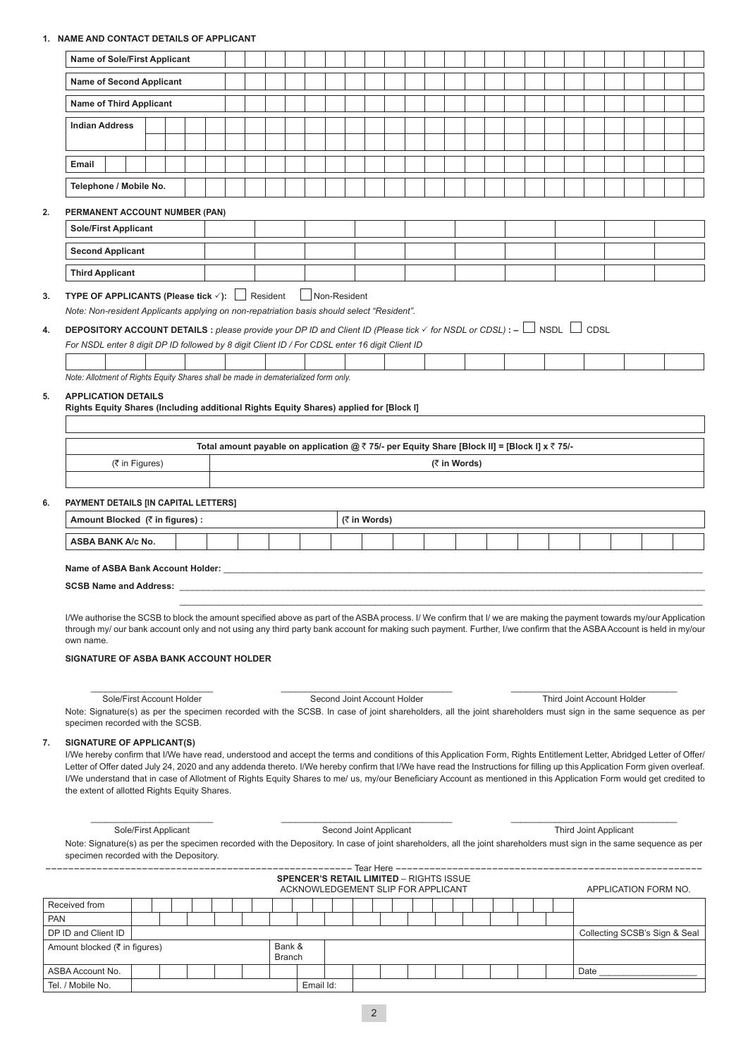**1. NAME AND CONTACT DETAILS OF APPLICANT**

| | |
|---|---|
| **Name of Sole/First Applicant** | |
| **Name of Second Applicant** | |
| **Name of Third Applicant** | |
| **Indian Address** | |
| | |
| **Email** | |
| **Telephone / Mobile No.** | |

**2. PERMANENT ACCOUNT NUMBER (PAN)**

| | |
|---|---|
| **Sole/First Applicant** | |
| **Second Applicant** | |
| **Third Applicant** | |

**3. TYPE OF APPLICANTS (Please tick ✓):** ☐ Resident ☐ Non-Resident

*Note: Non-resident Applicants applying on non-repatriation basis should select "Resident".*

**4. DEPOSITORY ACCOUNT DETAILS :** *please provide your DP ID and Client ID (Please tick ✓ for NSDL or CDSL)* **: –** ☐ NSDL ☐ CDSL

*For NSDL enter 8 digit DP ID followed by 8 digit Client ID / For CDSL enter 16 digit Client ID*

*Note: Allotment of Rights Equity Shares shall be made in dematerialized form only.*

**5. APPLICATION DETAILS**

**Rights Equity Shares (Including additional Rights Equity Shares) applied for [Block I]**

| **Total amount payable on application @ ₹ 75/- per Equity Share [Block II] = [Block I] x ₹ 75/-** | |
|---|---|
| (₹ in Figures) | **(₹ in Words)** |
| | |

**6. PAYMENT DETAILS [IN CAPITAL LETTERS]**

| | | | |
|---|---|---|---|
| **Amount Blocked (₹ in figures) :** | | **(₹ in Words)** | |
| **ASBA BANK A/c No.** | | | |

**Name of ASBA Bank Account Holder:** ____________________

**SCSB Name and Address:** ____________________

I/We authorise the SCSB to block the amount specified above as part of the ASBA process. I/ We confirm that I/ we are making the payment towards my/our Application through my/ our bank account only and not using any third party bank account for making such payment. Further, I/we confirm that the ASBA Account is held in my/our own name.

**SIGNATURE OF ASBA BANK ACCOUNT HOLDER**

____________________ Sole/First Account Holder ____________________ Second Joint Account Holder ____________________ Third Joint Account Holder

Note: Signature(s) as per the specimen recorded with the SCSB. In case of joint shareholders, all the joint shareholders must sign in the same sequence as per specimen recorded with the SCSB.

**7. SIGNATURE OF APPLICANT(S)**

I/We hereby confirm that I/We have read, understood and accept the terms and conditions of this Application Form, Rights Entitlement Letter, Abridged Letter of Offer/ Letter of Offer dated July 24, 2020 and any addenda thereto. I/We hereby confirm that I/We have read the Instructions for filling up this Application Form given overleaf. I/We understand that in case of Allotment of Rights Equity Shares to me/ us, my/our Beneficiary Account as mentioned in this Application Form would get credited to the extent of allotted Rights Equity Shares.

____________________ Sole/First Applicant ____________________ Second Joint Applicant ____________________ Third Joint Applicant

Note: Signature(s) as per the specimen recorded with the Depository. In case of joint shareholders, all the joint shareholders must sign in the same sequence as per specimen recorded with the Depository.

– – – – – – – – – – – – – – – – – – – – Tear Here – – – – – – – – – – – – – – – – – – – –

**SPENCER'S RETAIL LIMITED** – RIGHTS ISSUE

ACKNOWLEDGEMENT SLIP FOR APPLICANT

APPLICATION FORM NO.

| | | | | |
|---|---|---|---|---|
| Received from | | | | |
| PAN | | | | |
| DP ID and Client ID | | | | Collecting SCSB's Sign & Seal |
| Amount blocked (₹ in figures) | | Bank & Branch | | |
| ASBA Account No. | | | | Date ____________ |
| Tel. / Mobile No. | | Email Id: | | |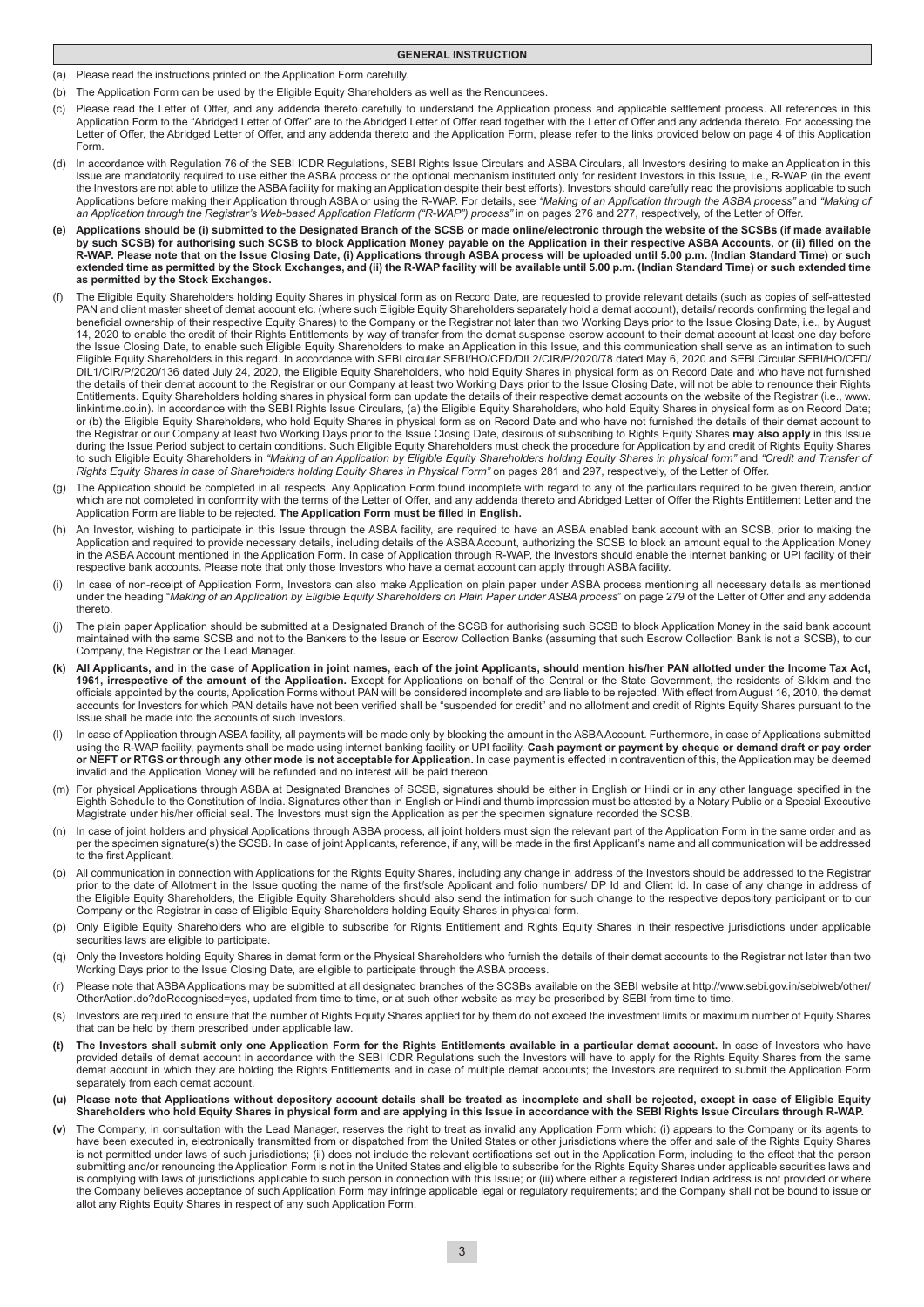## GENERAL INSTRUCTION

(a) Please read the instructions printed on the Application Form carefully.

(b) The Application Form can be used by the Eligible Equity Shareholders as well as the Renouncees.

(c) Please read the Letter of Offer, and any addenda thereto carefully to understand the Application process and applicable settlement process. All references in this Application Form to the "Abridged Letter of Offer" are to the Abridged Letter of Offer read together with the Letter of Offer and any addenda thereto. For accessing the Letter of Offer, the Abridged Letter of Offer, and any addenda thereto and the Application Form, please refer to the links provided below on page 4 of this Application Form.

(d) In accordance with Regulation 76 of the SEBI ICDR Regulations, SEBI Rights Issue Circulars and ASBA Circulars, all Investors desiring to make an Application in this Issue are mandatorily required to use either the ASBA process or the optional mechanism instituted only for resident Investors in this Issue, i.e., R-WAP (in the event the Investors are not able to utilize the ASBA facility for making an Application despite their best efforts). Investors should carefully read the provisions applicable to such Applications before making their Application through ASBA or using the R-WAP. For details, see *"Making of an Application through the ASBA process"* and *"Making of an Application through the Registrar's Web-based Application Platform ("R-WAP") process"* in on pages 276 and 277, respectively, of the Letter of Offer.

**(e) Applications should be (i) submitted to the Designated Branch of the SCSB or made online/electronic through the website of the SCSBs (if made available by such SCSB) for authorising such SCSB to block Application Money payable on the Application in their respective ASBA Accounts, or (ii) filled on the R-WAP. Please note that on the Issue Closing Date, (i) Applications through ASBA process will be uploaded until 5.00 p.m. (Indian Standard Time) or such extended time as permitted by the Stock Exchanges, and (ii) the R-WAP facility will be available until 5.00 p.m. (Indian Standard Time) or such extended time as permitted by the Stock Exchanges.**

(f) The Eligible Equity Shareholders holding Equity Shares in physical form as on Record Date, are requested to provide relevant details (such as copies of self-attested PAN and client master sheet of demat account etc. (where such Eligible Equity Shareholders separately hold a demat account), details/ records confirming the legal and beneficial ownership of their respective Equity Shares) to the Company or the Registrar not later than two Working Days prior to the Issue Closing Date, i.e., by August 14, 2020 to enable the credit of their Rights Entitlements by way of transfer from the demat suspense escrow account to their demat account at least one day before the Issue Closing Date, to enable such Eligible Equity Shareholders to make an Application in this Issue, and this communication shall serve as an intimation to such Eligible Equity Shareholders in this regard. In accordance with SEBI circular SEBI/HO/CFD/DIL2/CIR/P/2020/78 dated May 6, 2020 and SEBI Circular SEBI/HO/CFD/DIL1/CIR/P/2020/136 dated July 24, 2020, the Eligible Equity Shareholders, who hold Equity Shares in physical form as on Record Date and who have not furnished the details of their demat account to the Registrar or our Company at least two Working Days prior to the Issue Closing Date, will not be able to renounce their Rights Entitlements. Equity Shareholders holding shares in physical form can update the details of their respective demat accounts on the website of the Registrar (i.e., www.linkintime.co.in)**.** In accordance with the SEBI Rights Issue Circulars, (a) the Eligible Equity Shareholders, who hold Equity Shares in physical form as on Record Date; or (b) the Eligible Equity Shareholders, who hold Equity Shares in physical form as on Record Date and who have not furnished the details of their demat account to the Registrar or our Company at least two Working Days prior to the Issue Closing Date, desirous of subscribing to Rights Equity Shares **may also apply** in this Issue during the Issue Period subject to certain conditions. Such Eligible Equity Shareholders must check the procedure for Application by and credit of Rights Equity Shares to such Eligible Equity Shareholders in *"Making of an Application by Eligible Equity Shareholders holding Equity Shares in physical form"* and *"Credit and Transfer of Rights Equity Shares in case of Shareholders holding Equity Shares in Physical Form"* on pages 281 and 297, respectively, of the Letter of Offer.

(g) The Application should be completed in all respects. Any Application Form found incomplete with regard to any of the particulars required to be given therein, and/or which are not completed in conformity with the terms of the Letter of Offer, and any addenda thereto and Abridged Letter of Offer the Rights Entitlement Letter and the Application Form are liable to be rejected. **The Application Form must be filled in English.**

(h) An Investor, wishing to participate in this Issue through the ASBA facility, are required to have an ASBA enabled bank account with an SCSB, prior to making the Application and required to provide necessary details, including details of the ASBA Account, authorizing the SCSB to block an amount equal to the Application Money in the ASBA Account mentioned in the Application Form. In case of Application through R-WAP, the Investors should enable the internet banking or UPI facility of their respective bank accounts. Please note that only those Investors who have a demat account can apply through ASBA facility.

(i) In case of non-receipt of Application Form, Investors can also make Application on plain paper under ASBA process mentioning all necessary details as mentioned under the heading "*Making of an Application by Eligible Equity Shareholders on Plain Paper under ASBA process*" on page 279 of the Letter of Offer and any addenda thereto.

(j) The plain paper Application should be submitted at a Designated Branch of the SCSB for authorising such SCSB to block Application Money in the said bank account maintained with the same SCSB and not to the Bankers to the Issue or Escrow Collection Banks (assuming that such Escrow Collection Bank is not a SCSB), to our Company, the Registrar or the Lead Manager.

(k) **All Applicants, and in the case of Application in joint names, each of the joint Applicants, should mention his/her PAN allotted under the Income Tax Act, 1961, irrespective of the amount of the Application.** Except for Applications on behalf of the Central or the State Government, the residents of Sikkim and the officials appointed by the courts, Application Forms without PAN will be considered incomplete and are liable to be rejected. With effect from August 16, 2010, the demat accounts for Investors for which PAN details have not been verified shall be "suspended for credit" and no allotment and credit of Rights Equity Shares pursuant to the Issue shall be made into the accounts of such Investors.

(l) In case of Application through ASBA facility, all payments will be made only by blocking the amount in the ASBA Account. Furthermore, in case of Applications submitted using the R-WAP facility, payments shall be made using internet banking facility or UPI facility. **Cash payment or payment by cheque or demand draft or pay order or NEFT or RTGS or through any other mode is not acceptable for Application.** In case payment is effected in contravention of this, the Application may be deemed invalid and the Application Money will be refunded and no interest will be paid thereon.

(m) For physical Applications through ASBA at Designated Branches of SCSB, signatures should be either in English or Hindi or in any other language specified in the Eighth Schedule to the Constitution of India. Signatures other than in English or Hindi and thumb impression must be attested by a Notary Public or a Special Executive Magistrate under his/her official seal. The Investors must sign the Application as per the specimen signature recorded the SCSB.

(n) In case of joint holders and physical Applications through ASBA process, all joint holders must sign the relevant part of the Application Form in the same order and as per the specimen signature(s) the SCSB. In case of joint Applicants, reference, if any, will be made in the first Applicant's name and all communication will be addressed to the first Applicant.

(o) All communication in connection with Applications for the Rights Equity Shares, including any change in address of the Investors should be addressed to the Registrar prior to the date of Allotment in the Issue quoting the name of the first/sole Applicant and folio numbers/ DP Id and Client Id. In case of any change in address of the Eligible Equity Shareholders, the Eligible Equity Shareholders should also send the intimation for such change to the respective depository participant or to our Company or the Registrar in case of Eligible Equity Shareholders holding Equity Shares in physical form.

(p) Only Eligible Equity Shareholders who are eligible to subscribe for Rights Entitlement and Rights Equity Shares in their respective jurisdictions under applicable securities laws are eligible to participate.

(q) Only the Investors holding Equity Shares in demat form or the Physical Shareholders who furnish the details of their demat accounts to the Registrar not later than two Working Days prior to the Issue Closing Date, are eligible to participate through the ASBA process.

(r) Please note that ASBA Applications may be submitted at all designated branches of the SCSBs available on the SEBI website at http://www.sebi.gov.in/sebiweb/other/OtherAction.do?doRecognised=yes, updated from time to time, or at such other website as may be prescribed by SEBI from time to time.

(s) Investors are required to ensure that the number of Rights Equity Shares applied for by them do not exceed the investment limits or maximum number of Equity Shares that can be held by them prescribed under applicable law.

**(t) The Investors shall submit only one Application Form for the Rights Entitlements available in a particular demat account.** In case of Investors who have provided details of demat account in accordance with the SEBI ICDR Regulations such the Investors will have to apply for the Rights Equity Shares from the same demat account in which they are holding the Rights Entitlements and in case of multiple demat accounts; the Investors are required to submit the Application Form separately from each demat account.

**(u) Please note that Applications without depository account details shall be treated as incomplete and shall be rejected, except in case of Eligible Equity Shareholders who hold Equity Shares in physical form and are applying in this Issue in accordance with the SEBI Rights Issue Circulars through R-WAP.**

(v) The Company, in consultation with the Lead Manager, reserves the right to treat as invalid any Application Form which: (i) appears to the Company or its agents to have been executed in, electronically transmitted from or dispatched from the United States or other jurisdictions where the offer and sale of the Rights Equity Shares is not permitted under laws of such jurisdictions; (ii) does not include the relevant certifications set out in the Application Form, including to the effect that the person submitting and/or renouncing the Application Form is not in the United States and eligible to subscribe for the Rights Equity Shares under applicable securities laws and is complying with laws of jurisdictions applicable to such person in connection with this Issue; or (iii) where either a registered Indian address is not provided or where the Company believes acceptance of such Application Form may infringe applicable legal or regulatory requirements; and the Company shall not be bound to issue or allot any Rights Equity Shares in respect of any such Application Form.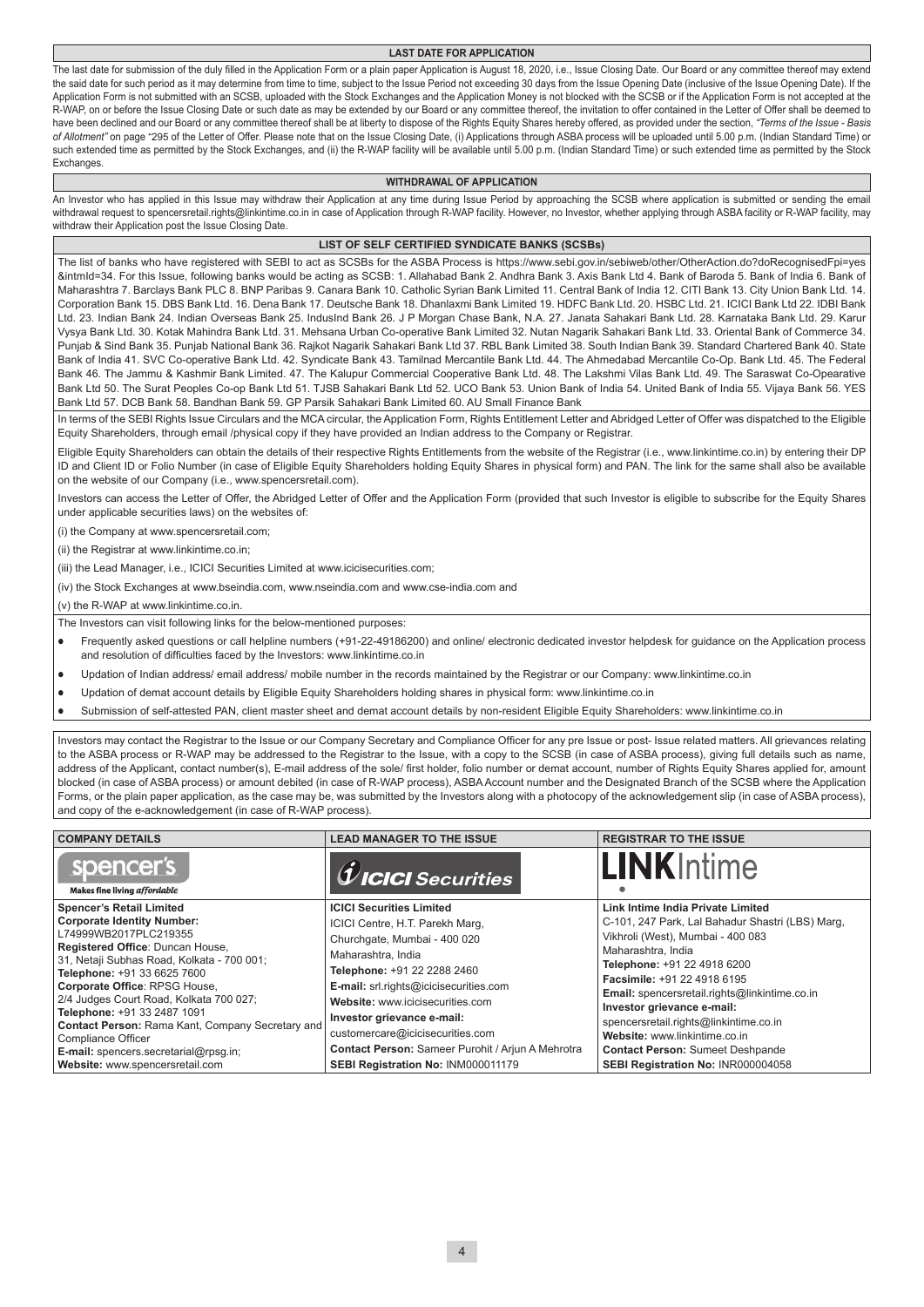## LAST DATE FOR APPLICATION

The last date for submission of the duly filled in the Application Form or a plain paper Application is August 18, 2020, i.e., Issue Closing Date. Our Board or any committee thereof may extend the said date for such period as it may determine from time to time, subject to the Issue Period not exceeding 30 days from the Issue Opening Date (inclusive of the Issue Opening Date). If the Application Form is not submitted with an SCSB, uploaded with the Stock Exchanges and the Application Money is not blocked with the SCSB or if the Application Form is not accepted at the R-WAP, on or before the Issue Closing Date or such date as may be extended by our Board or any committee thereof, the invitation to offer contained in the Letter of Offer shall be deemed to have been declined and our Board or any committee thereof shall be at liberty to dispose of the Rights Equity Shares hereby offered, as provided under the section, *"Terms of the Issue - Basis of Allotment"* on page "295 of the Letter of Offer. Please note that on the Issue Closing Date, (i) Applications through ASBA process will be uploaded until 5.00 p.m. (Indian Standard Time) or such extended time as permitted by the Stock Exchanges, and (ii) the R-WAP facility will be available until 5.00 p.m. (Indian Standard Time) or such extended time as permitted by the Stock Exchanges.

## WITHDRAWAL OF APPLICATION

An Investor who has applied in this Issue may withdraw their Application at any time during Issue Period by approaching the SCSB where application is submitted or sending the email withdrawal request to spencersretail.rights@linkintime.co.in in case of Application through R-WAP facility. However, no Investor, whether applying through ASBA facility or R-WAP facility, may withdraw their Application post the Issue Closing Date.

## LIST OF SELF CERTIFIED SYNDICATE BANKS (SCSBs)

The list of banks who have registered with SEBI to act as SCSBs for the ASBA Process is https://www.sebi.gov.in/sebiweb/other/OtherAction.do?doRecognisedFpi=yes&intmId=34. For this Issue, following banks would be acting as SCSB: 1. Allahabad Bank 2. Andhra Bank 3. Axis Bank Ltd 4. Bank of Baroda 5. Bank of India 6. Bank of Maharashtra 7. Barclays Bank PLC 8. BNP Paribas 9. Canara Bank 10. Catholic Syrian Bank Limited 11. Central Bank of India 12. CITI Bank 13. City Union Bank Ltd. 14. Corporation Bank 15. DBS Bank Ltd. 16. Dena Bank 17. Deutsche Bank 18. Dhanlaxmi Bank Limited 19. HDFC Bank Ltd. 20. HSBC Ltd. 21. ICICI Bank Ltd 22. IDBI Bank Ltd. 23. Indian Bank 24. Indian Overseas Bank 25. IndusInd Bank 26. J P Morgan Chase Bank, N.A. 27. Janata Sahakari Bank Ltd. 28. Karnataka Bank Ltd. 29. Karur Vysya Bank Ltd. 30. Kotak Mahindra Bank Ltd. 31. Mehsana Urban Co-operative Bank Limited 32. Nutan Nagarik Sahakari Bank Ltd. 33. Oriental Bank of Commerce 34. Punjab & Sind Bank 35. Punjab National Bank 36. Rajkot Nagarik Sahakari Bank Ltd 37. RBL Bank Limited 38. South Indian Bank 39. Standard Chartered Bank 40. State Bank of India 41. SVC Co-operative Bank Ltd. 42. Syndicate Bank 43. Tamilnad Mercantile Bank Ltd. 44. The Ahmedabad Mercantile Co-Op. Bank Ltd. 45. The Federal Bank 46. The Jammu & Kashmir Bank Limited. 47. The Kalupur Commercial Cooperative Bank Ltd. 48. The Lakshmi Vilas Bank Ltd. 49. The Saraswat Co-Opearative Bank Ltd 50. The Surat Peoples Co-op Bank Ltd 51. TJSB Sahakari Bank Ltd 52. UCO Bank 53. Union Bank of India 54. United Bank of India 55. Vijaya Bank 56. YES Bank Ltd 57. DCB Bank 58. Bandhan Bank 59. GP Parsik Sahakari Bank Limited 60. AU Small Finance Bank

In terms of the SEBI Rights Issue Circulars and the MCA circular, the Application Form, Rights Entitlement Letter and Abridged Letter of Offer was dispatched to the Eligible Equity Shareholders, through email /physical copy if they have provided an Indian address to the Company or Registrar.

Eligible Equity Shareholders can obtain the details of their respective Rights Entitlements from the website of the Registrar (i.e., www.linkintime.co.in) by entering their DP ID and Client ID or Folio Number (in case of Eligible Equity Shareholders holding Equity Shares in physical form) and PAN. The link for the same shall also be available on the website of our Company (i.e., www.spencersretail.com).

Investors can access the Letter of Offer, the Abridged Letter of Offer and the Application Form (provided that such Investor is eligible to subscribe for the Equity Shares under applicable securities laws) on the websites of:

(i) the Company at www.spencersretail.com;

(ii) the Registrar at www.linkintime.co.in;

(iii) the Lead Manager, i.e., ICICI Securities Limited at www.icicisecurities.com;

(iv) the Stock Exchanges at www.bseindia.com, www.nseindia.com and www.cse-india.com and

(v) the R-WAP at www.linkintime.co.in.

The Investors can visit following links for the below-mentioned purposes:

- Frequently asked questions or call helpline numbers (+91-22-49186200) and online/ electronic dedicated investor helpdesk for guidance on the Application process and resolution of difficulties faced by the Investors: www.linkintime.co.in
- Updation of Indian address/ email address/ mobile number in the records maintained by the Registrar or our Company: www.linkintime.co.in
- Updation of demat account details by Eligible Equity Shareholders holding shares in physical form: www.linkintime.co.in
- Submission of self-attested PAN, client master sheet and demat account details by non-resident Eligible Equity Shareholders: www.linkintime.co.in

Investors may contact the Registrar to the Issue or our Company Secretary and Compliance Officer for any pre Issue or post- Issue related matters. All grievances relating to the ASBA process or R-WAP may be addressed to the Registrar to the Issue, with a copy to the SCSB (in case of ASBA process), giving full details such as name, address of the Applicant, contact number(s), E-mail address of the sole/ first holder, folio number or demat account, number of Rights Equity Shares applied for, amount blocked (in case of ASBA process) or amount debited (in case of R-WAP process), ASBA Account number and the Designated Branch of the SCSB where the Application Forms, or the plain paper application, as the case may be, was submitted by the Investors along with a photocopy of the acknowledgement slip (in case of ASBA process), and copy of the e-acknowledgement (in case of R-WAP process).

| COMPANY DETAILS | LEAD MANAGER TO THE ISSUE | REGISTRAR TO THE ISSUE |
|---|---|---|
| spencer's Makes fine living *affordable* | ICICI Securities | LINKIntime |
| **Spencer's Retail Limited**<br>**Corporate Identity Number:** L74999WB2017PLC219355<br>**Registered Office**: Duncan House, 31, Netaji Subhas Road, Kolkata - 700 001;<br>**Telephone:** +91 33 6625 7600<br>**Corporate Office**: RPSG House, 2/4 Judges Court Road, Kolkata 700 027;<br>**Telephone:** +91 33 2487 1091<br>**Contact Person:** Rama Kant, Company Secretary and Compliance Officer<br>**E-mail:** spencers.secretarial@rpsg.in;<br>**Website:** www.spencersretail.com | **ICICI Securities Limited**<br>ICICI Centre, H.T. Parekh Marg, Churchgate, Mumbai - 400 020<br>Maharashtra, India<br>**Telephone:** +91 22 2288 2460<br>**E-mail:** srl.rights@icicisecurities.com<br>**Website:** www.icicisecurities.com<br>**Investor grievance e-mail:** customercare@icicisecurities.com<br>**Contact Person:** Sameer Purohit / Arjun A Mehrotra<br>**SEBI Registration No:** INM000011179 | **Link Intime India Private Limited**<br>C-101, 247 Park, Lal Bahadur Shastri (LBS) Marg, Vikhroli (West), Mumbai - 400 083<br>Maharashtra, India<br>**Telephone:** +91 22 4918 6200<br>**Facsimile:** +91 22 4918 6195<br>**Email:** spencersretail.rights@linkintime.co.in<br>**Investor grievance e-mail:** spencersretail.rights@linkintime.co.in<br>**Website:** www.linkintime.co.in<br>**Contact Person:** Sumeet Deshpande<br>**SEBI Registration No:** INR000004058 |